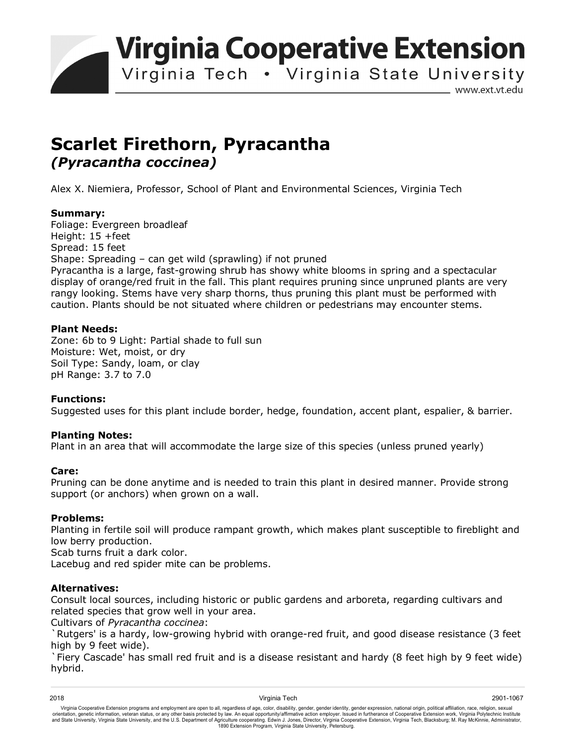# Virginia Cooperative Extension

Virginia Tech • Virginia State University

www.ext.vt.edu

# Scarlet Firethorn, Pyracantha

## *(Pyracantha coccinea)*

Alex X. Niemiera, Professor, School of Plant and Environmental Sciences, Virginia Tech

**Summary:**
Foliage: Evergreen broadleaf
Height: 15 +feet
Spread: 15 feet
Shape: Spreading – can get wild (sprawling) if not pruned
Pyracantha is a large, fast-growing shrub has showy white blooms in spring and a spectacular display of orange/red fruit in the fall. This plant requires pruning since unpruned plants are very rangy looking. Stems have very sharp thorns, thus pruning this plant must be performed with caution. Plants should be not situated where children or pedestrians may encounter stems.

**Plant Needs:**
Zone: 6b to 9 Light: Partial shade to full sun
Moisture: Wet, moist, or dry
Soil Type: Sandy, loam, or clay
pH Range: 3.7 to 7.0

**Functions:**
Suggested uses for this plant include border, hedge, foundation, accent plant, espalier, & barrier.

**Planting Notes:**
Plant in an area that will accommodate the large size of this species (unless pruned yearly)

**Care:**
Pruning can be done anytime and is needed to train this plant in desired manner. Provide strong support (or anchors) when grown on a wall.

**Problems:**
Planting in fertile soil will produce rampant growth, which makes plant susceptible to fireblight and low berry production.
Scab turns fruit a dark color.
Lacebug and red spider mite can be problems.

**Alternatives:**
Consult local sources, including historic or public gardens and arboreta, regarding cultivars and related species that grow well in your area.
Cultivars of *Pyracantha coccinea*:
`Rutgers' is a hardy, low-growing hybrid with orange-red fruit, and good disease resistance (3 feet high by 9 feet wide).
`Fiery Cascade' has small red fruit and is a disease resistant and hardy (8 feet high by 9 feet wide) hybrid.

2018 Virginia Tech 2901-1067

Virginia Cooperative Extension programs and employment are open to all, regardless of age, color, disability, gender, gender identity, gender expression, national origin, political affiliation, race, religion, sexual orientation, genetic information, veteran status, or any other basis protected by law. An equal opportunity/affirmative action employer. Issued in furtherance of Cooperative Extension work, Virginia Polytechnic Institute and State University, Virginia State University, and the U.S. Department of Agriculture cooperating. Edwin J. Jones, Director, Virginia Cooperative Extension, Virginia Tech, Blacksburg; M. Ray McKinnie, Administrator, 1890 Extension Program, Virginia State University, Petersburg.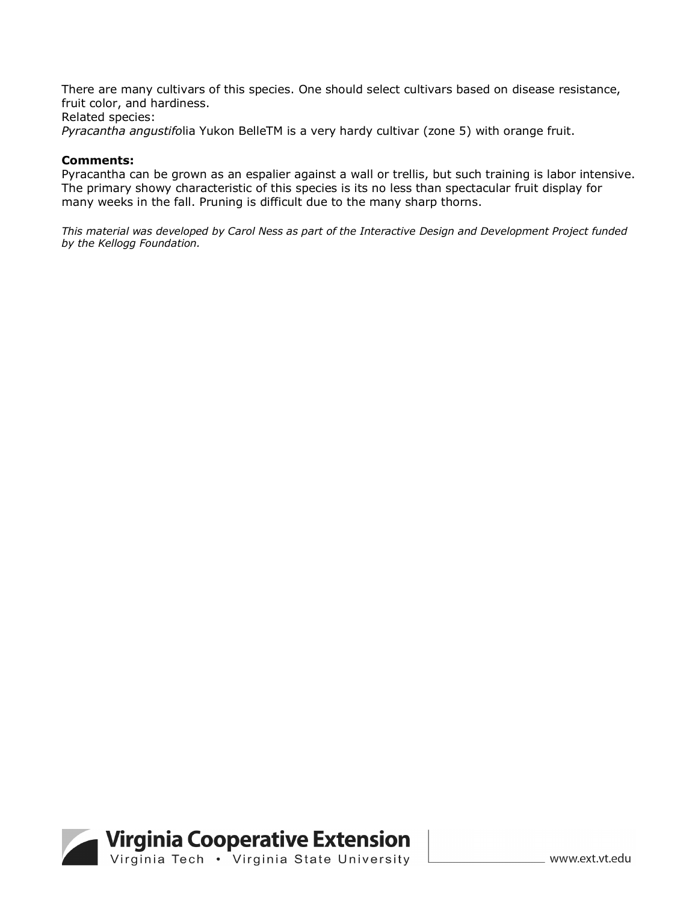There are many cultivars of this species. One should select cultivars based on disease resistance, fruit color, and hardiness.

Related species:

*Pyracantha angustifo*lia Yukon BelleTM is a very hardy cultivar (zone 5) with orange fruit.

**Comments:**

Pyracantha can be grown as an espalier against a wall or trellis, but such training is labor intensive. The primary showy characteristic of this species is its no less than spectacular fruit display for many weeks in the fall. Pruning is difficult due to the many sharp thorns.

*This material was developed by Carol Ness as part of the Interactive Design and Development Project funded by the Kellogg Foundation.*